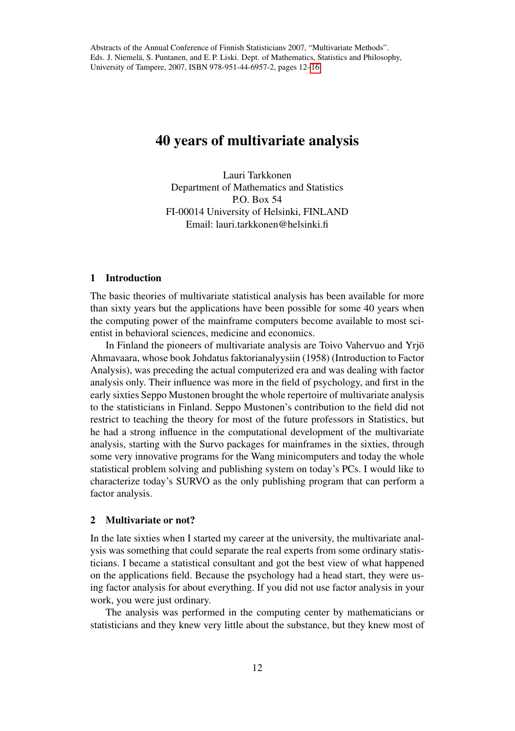Abstracts of the Annual Conference of Finnish Statisticians 2007, "Multivariate Methods". Eds. J. Niemelä, S. Puntanen, and E. P. Liski. Dept. of Mathematics, Statistics and Philosophy, University of Tampere, 2007, ISBN 978-951-44-6957-2, pages 12–16

# 40 years of multivariate analysis

Lauri Tarkkonen
Department of Mathematics and Statistics
P.O. Box 54
FI-00014 University of Helsinki, FINLAND
Email: lauri.tarkkonen@helsinki.fi

## 1 Introduction

The basic theories of multivariate statistical analysis has been available for more than sixty years but the applications have been possible for some 40 years when the computing power of the mainframe computers become available to most scientist in behavioral sciences, medicine and economics.

In Finland the pioneers of multivariate analysis are Toivo Vahervuo and Yrjö Ahmavaara, whose book Johdatus faktorianalyysiin (1958) (Introduction to Factor Analysis), was preceding the actual computerized era and was dealing with factor analysis only. Their influence was more in the field of psychology, and first in the early sixties Seppo Mustonen brought the whole repertoire of multivariate analysis to the statisticians in Finland. Seppo Mustonen's contribution to the field did not restrict to teaching the theory for most of the future professors in Statistics, but he had a strong influence in the computational development of the multivariate analysis, starting with the Survo packages for mainframes in the sixties, through some very innovative programs for the Wang minicomputers and today the whole statistical problem solving and publishing system on today's PCs. I would like to characterize today's SURVO as the only publishing program that can perform a factor analysis.

## 2 Multivariate or not?

In the late sixties when I started my career at the university, the multivariate analysis was something that could separate the real experts from some ordinary statisticians. I became a statistical consultant and got the best view of what happened on the applications field. Because the psychology had a head start, they were using factor analysis for about everything. If you did not use factor analysis in your work, you were just ordinary.

The analysis was performed in the computing center by mathematicians or statisticians and they knew very little about the substance, but they knew most of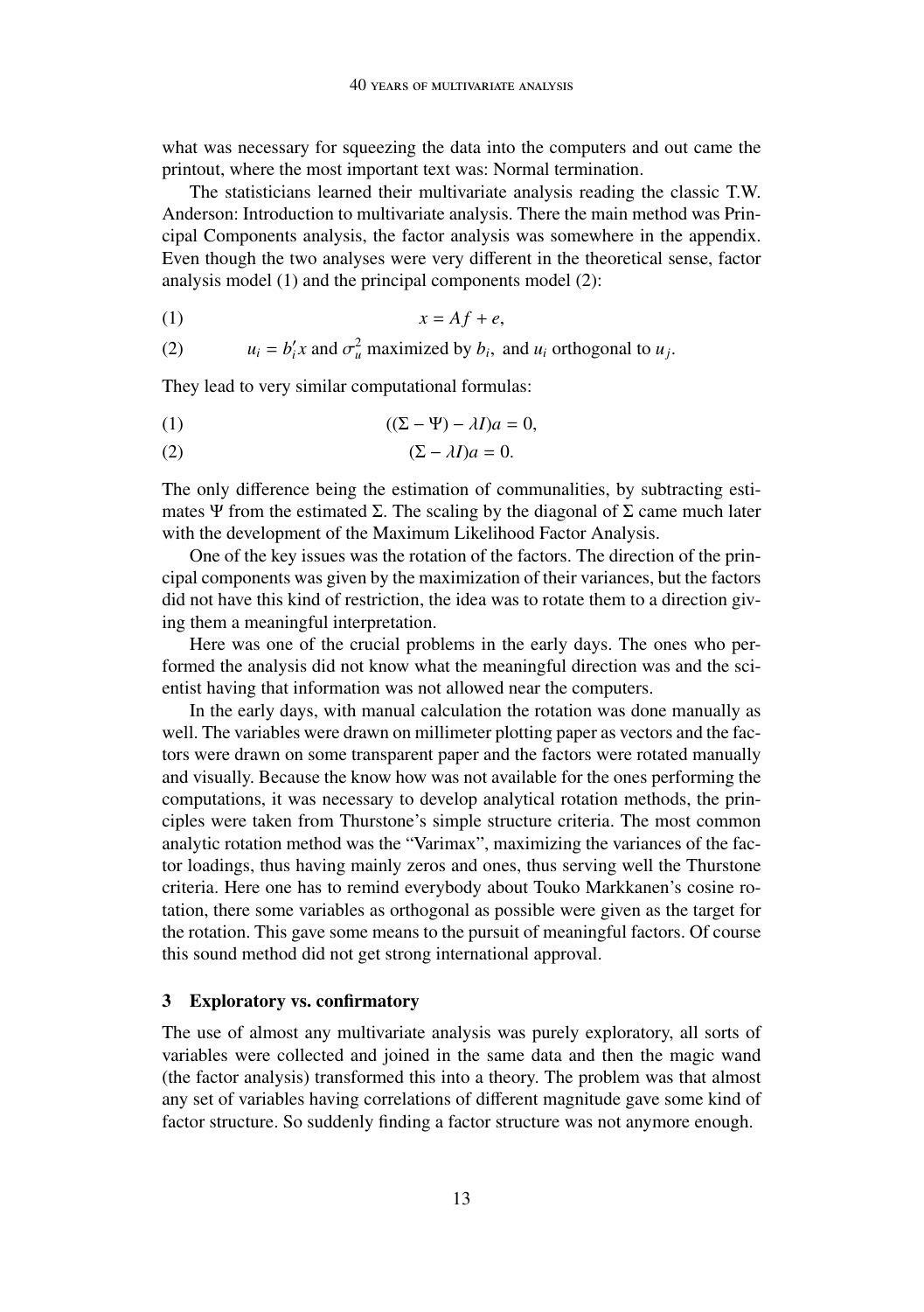what was necessary for squeezing the data into the computers and out came the printout, where the most important text was: Normal termination.

The statisticians learned their multivariate analysis reading the classic T.W. Anderson: Introduction to multivariate analysis. There the main method was Principal Components analysis, the factor analysis was somewhere in the appendix. Even though the two analyses were very different in the theoretical sense, factor analysis model (1) and the principal components model (2):

$$x = Af + e, \tag{1}$$

$$u_i = b_i' x \text{ and } \sigma_u^2 \text{ maximized by } b_i, \text{ and } u_i \text{ orthogonal to } u_j. \tag{2}$$

They lead to very similar computational formulas:

$$((\Sigma - \Psi) - \lambda I)a = 0, \tag{1}$$

$$(\Sigma - \lambda I)a = 0. \tag{2}$$

The only difference being the estimation of communalities, by subtracting estimates $\Psi$ from the estimated $\Sigma$. The scaling by the diagonal of $\Sigma$ came much later with the development of the Maximum Likelihood Factor Analysis.

One of the key issues was the rotation of the factors. The direction of the principal components was given by the maximization of their variances, but the factors did not have this kind of restriction, the idea was to rotate them to a direction giving them a meaningful interpretation.

Here was one of the crucial problems in the early days. The ones who performed the analysis did not know what the meaningful direction was and the scientist having that information was not allowed near the computers.

In the early days, with manual calculation the rotation was done manually as well. The variables were drawn on millimeter plotting paper as vectors and the factors were drawn on some transparent paper and the factors were rotated manually and visually. Because the know how was not available for the ones performing the computations, it was necessary to develop analytical rotation methods, the principles were taken from Thurstone's simple structure criteria. The most common analytic rotation method was the "Varimax", maximizing the variances of the factor loadings, thus having mainly zeros and ones, thus serving well the Thurstone criteria. Here one has to remind everybody about Touko Markkanen's cosine rotation, there some variables as orthogonal as possible were given as the target for the rotation. This gave some means to the pursuit of meaningful factors. Of course this sound method did not get strong international approval.

## 3 Exploratory vs. confirmatory

The use of almost any multivariate analysis was purely exploratory, all sorts of variables were collected and joined in the same data and then the magic wand (the factor analysis) transformed this into a theory. The problem was that almost any set of variables having correlations of different magnitude gave some kind of factor structure. So suddenly finding a factor structure was not anymore enough.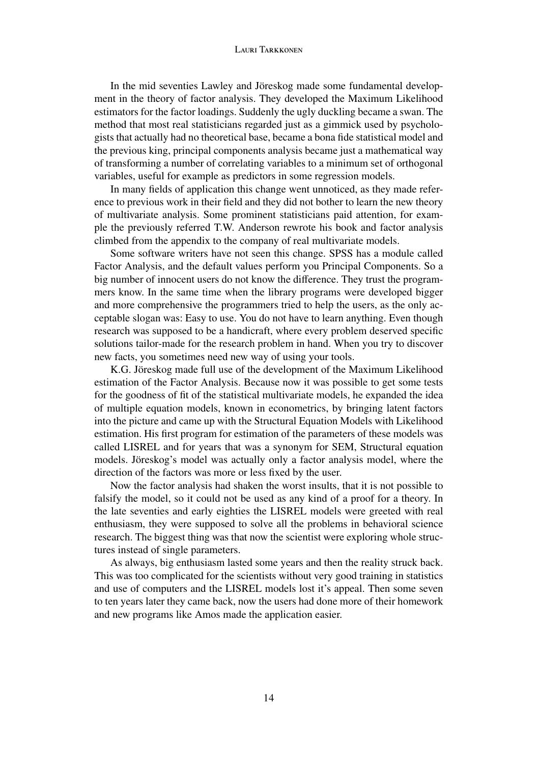In the mid seventies Lawley and Jöreskog made some fundamental development in the theory of factor analysis. They developed the Maximum Likelihood estimators for the factor loadings. Suddenly the ugly duckling became a swan. The method that most real statisticians regarded just as a gimmick used by psychologists that actually had no theoretical base, became a bona fide statistical model and the previous king, principal components analysis became just a mathematical way of transforming a number of correlating variables to a minimum set of orthogonal variables, useful for example as predictors in some regression models.

In many fields of application this change went unnoticed, as they made reference to previous work in their field and they did not bother to learn the new theory of multivariate analysis. Some prominent statisticians paid attention, for example the previously referred T.W. Anderson rewrote his book and factor analysis climbed from the appendix to the company of real multivariate models.

Some software writers have not seen this change. SPSS has a module called Factor Analysis, and the default values perform you Principal Components. So a big number of innocent users do not know the difference. They trust the programmers know. In the same time when the library programs were developed bigger and more comprehensive the programmers tried to help the users, as the only acceptable slogan was: Easy to use. You do not have to learn anything. Even though research was supposed to be a handicraft, where every problem deserved specific solutions tailor-made for the research problem in hand. When you try to discover new facts, you sometimes need new way of using your tools.

K.G. Jöreskog made full use of the development of the Maximum Likelihood estimation of the Factor Analysis. Because now it was possible to get some tests for the goodness of fit of the statistical multivariate models, he expanded the idea of multiple equation models, known in econometrics, by bringing latent factors into the picture and came up with the Structural Equation Models with Likelihood estimation. His first program for estimation of the parameters of these models was called LISREL and for years that was a synonym for SEM, Structural equation models. Jöreskog's model was actually only a factor analysis model, where the direction of the factors was more or less fixed by the user.

Now the factor analysis had shaken the worst insults, that it is not possible to falsify the model, so it could not be used as any kind of a proof for a theory. In the late seventies and early eighties the LISREL models were greeted with real enthusiasm, they were supposed to solve all the problems in behavioral science research. The biggest thing was that now the scientist were exploring whole structures instead of single parameters.

As always, big enthusiasm lasted some years and then the reality struck back. This was too complicated for the scientists without very good training in statistics and use of computers and the LISREL models lost it's appeal. Then some seven to ten years later they came back, now the users had done more of their homework and new programs like Amos made the application easier.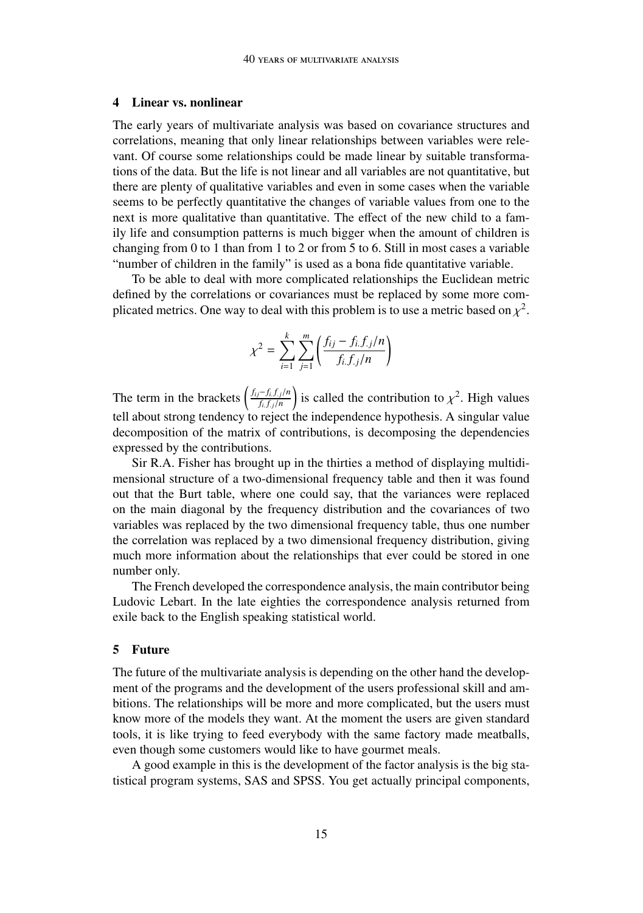## 4 Linear vs. nonlinear

The early years of multivariate analysis was based on covariance structures and correlations, meaning that only linear relationships between variables were relevant. Of course some relationships could be made linear by suitable transformations of the data. But the life is not linear and all variables are not quantitative, but there are plenty of qualitative variables and even in some cases when the variable seems to be perfectly quantitative the changes of variable values from one to the next is more qualitative than quantitative. The effect of the new child to a family life and consumption patterns is much bigger when the amount of children is changing from 0 to 1 than from 1 to 2 or from 5 to 6. Still in most cases a variable "number of children in the family" is used as a bona fide quantitative variable.

To be able to deal with more complicated relationships the Euclidean metric defined by the correlations or covariances must be replaced by some more complicated metrics. One way to deal with this problem is to use a metric based on $\chi^2$.

$$\chi^2 = \sum_{i=1}^{k} \sum_{j=1}^{m} \left( \frac{f_{ij} - f_{i.} f_{.j}/n}{f_{i.} f_{.j}/n} \right)$$

The term in the brackets $\left( \frac{f_{ij} - f_{i.} f_{.j}/n}{f_{i.} f_{.j}/n} \right)$ is called the contribution to $\chi^2$. High values tell about strong tendency to reject the independence hypothesis. A singular value decomposition of the matrix of contributions, is decomposing the dependencies expressed by the contributions.

Sir R.A. Fisher has brought up in the thirties a method of displaying multidimensional structure of a two-dimensional frequency table and then it was found out that the Burt table, where one could say, that the variances were replaced on the main diagonal by the frequency distribution and the covariances of two variables was replaced by the two dimensional frequency table, thus one number the correlation was replaced by a two dimensional frequency distribution, giving much more information about the relationships that ever could be stored in one number only.

The French developed the correspondence analysis, the main contributor being Ludovic Lebart. In the late eighties the correspondence analysis returned from exile back to the English speaking statistical world.

## 5 Future

The future of the multivariate analysis is depending on the other hand the development of the programs and the development of the users professional skill and ambitions. The relationships will be more and more complicated, but the users must know more of the models they want. At the moment the users are given standard tools, it is like trying to feed everybody with the same factory made meatballs, even though some customers would like to have gourmet meals.

A good example in this is the development of the factor analysis is the big statistical program systems, SAS and SPSS. You get actually principal components,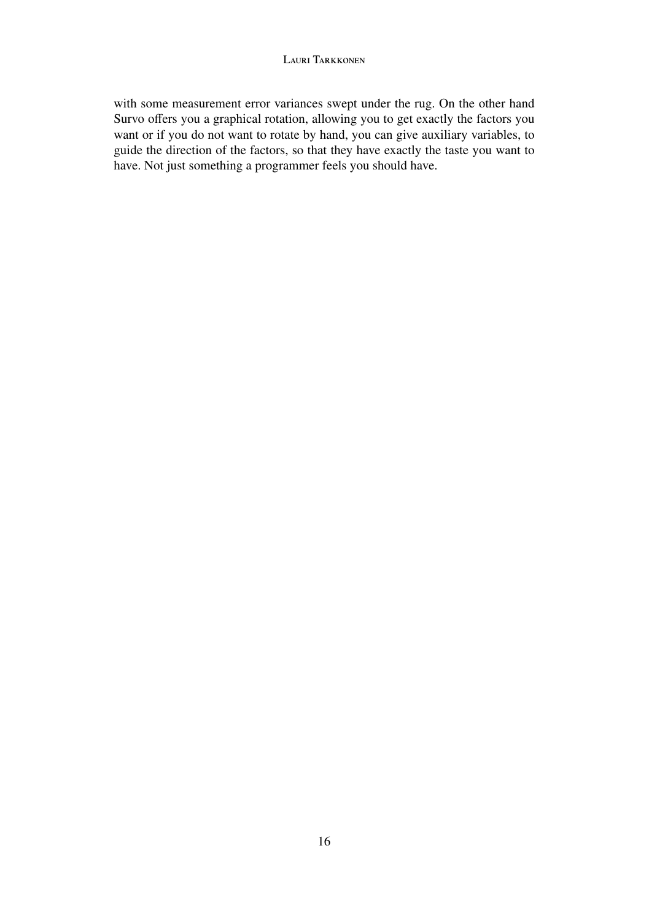with some measurement error variances swept under the rug. On the other hand Survo offers you a graphical rotation, allowing you to get exactly the factors you want or if you do not want to rotate by hand, you can give auxiliary variables, to guide the direction of the factors, so that they have exactly the taste you want to have. Not just something a programmer feels you should have.